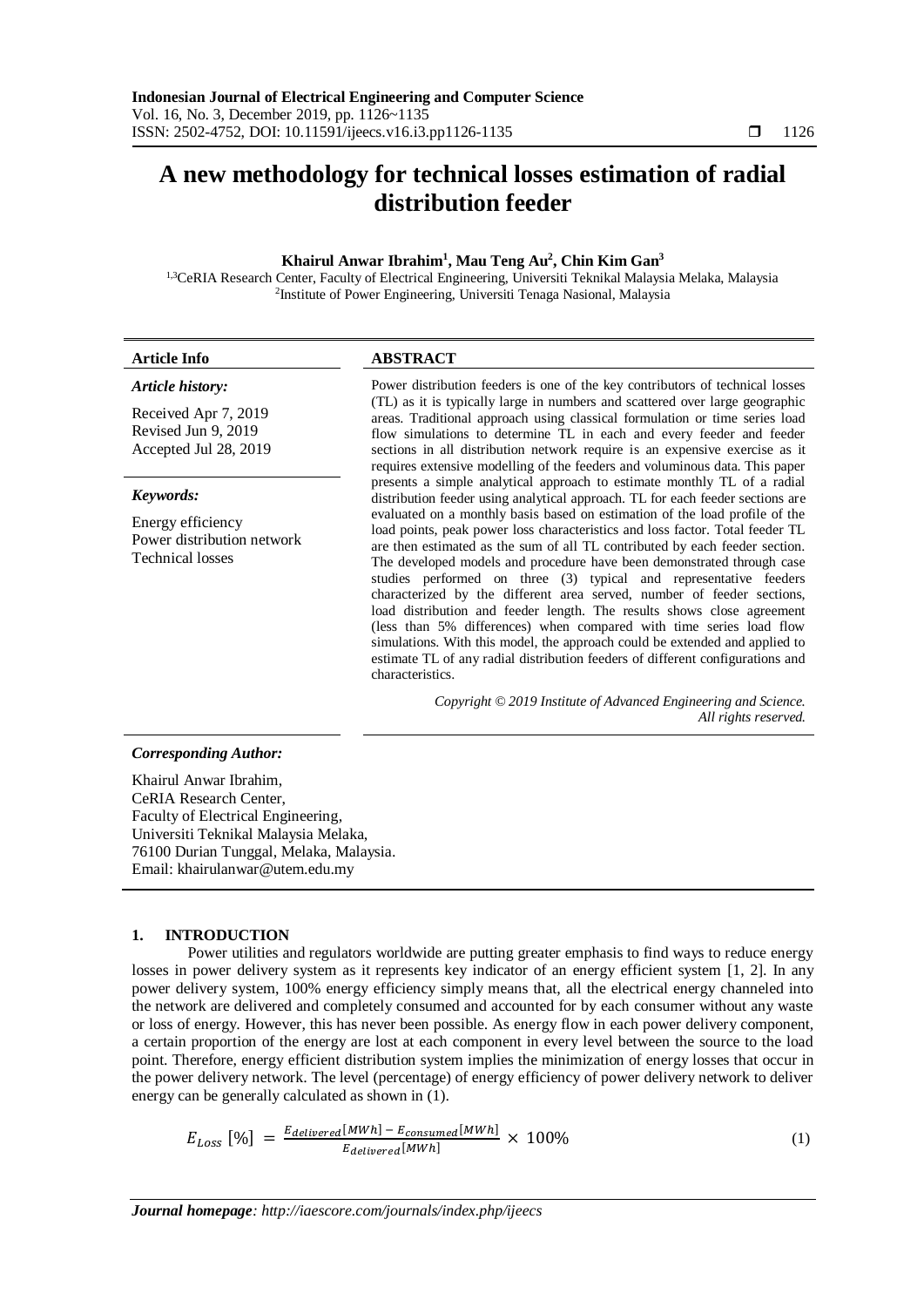# A new methodology for technical losses estimation of radial distribution feeder

**Khairul Anwar Ibrahim[1], Mau Teng Au[2], Chin Kim Gan[3]**

[1,3]CeRIA Research Center, Faculty of Electrical Engineering, Universiti Teknikal Malaysia Melaka, Malaysia
[2]Institute of Power Engineering, Universiti Tenaga Nasional, Malaysia

**Article Info**

*Article history:*

Received Apr 7, 2019
Revised Jun 9, 2019
Accepted Jul 28, 2019

*Keywords:*

Energy efficiency
Power distribution network
Technical losses

**ABSTRACT**

Power distribution feeders is one of the key contributors of technical losses (TL) as it is typically large in numbers and scattered over large geographic areas. Traditional approach using classical formulation or time series load flow simulations to determine TL in each and every feeder and feeder sections in all distribution network require is an expensive exercise as it requires extensive modelling of the feeders and voluminous data. This paper presents a simple analytical approach to estimate monthly TL of a radial distribution feeder using analytical approach. TL for each feeder sections are evaluated on a monthly basis based on estimation of the load profile of the load points, peak power loss characteristics and loss factor. Total feeder TL are then estimated as the sum of all TL contributed by each feeder section. The developed models and procedure have been demonstrated through case studies performed on three (3) typical and representative feeders characterized by the different area served, number of feeder sections, load distribution and feeder length. The results shows close agreement (less than 5% differences) when compared with time series load flow simulations. With this model, the approach could be extended and applied to estimate TL of any radial distribution feeders of different configurations and characteristics.

*Copyright © 2019 Institute of Advanced Engineering and Science. All rights reserved.*

***Corresponding Author:***

Khairul Anwar Ibrahim,
CeRIA Research Center,
Faculty of Electrical Engineering,
Universiti Teknikal Malaysia Melaka,
76100 Durian Tunggal, Melaka, Malaysia.
Email: khairulanwar@utem.edu.my

## 1. INTRODUCTION

Power utilities and regulators worldwide are putting greater emphasis to find ways to reduce energy losses in power delivery system as it represents key indicator of an energy efficient system [1, 2]. In any power delivery system, 100% energy efficiency simply means that, all the electrical energy channeled into the network are delivered and completely consumed and accounted for by each consumer without any waste or loss of energy. However, this has never been possible. As energy flow in each power delivery component, a certain proportion of the energy are lost at each component in every level between the source to the load point. Therefore, energy efficient distribution system implies the minimization of energy losses that occur in the power delivery network. The level (percentage) of energy efficiency of power delivery network to deliver energy can be generally calculated as shown in (1).

$$E_{Loss}\,[\%] = \frac{E_{delivered}[MWh] - E_{consumed}[MWh]}{E_{delivered}[MWh]} \times 100\% \tag{1}$$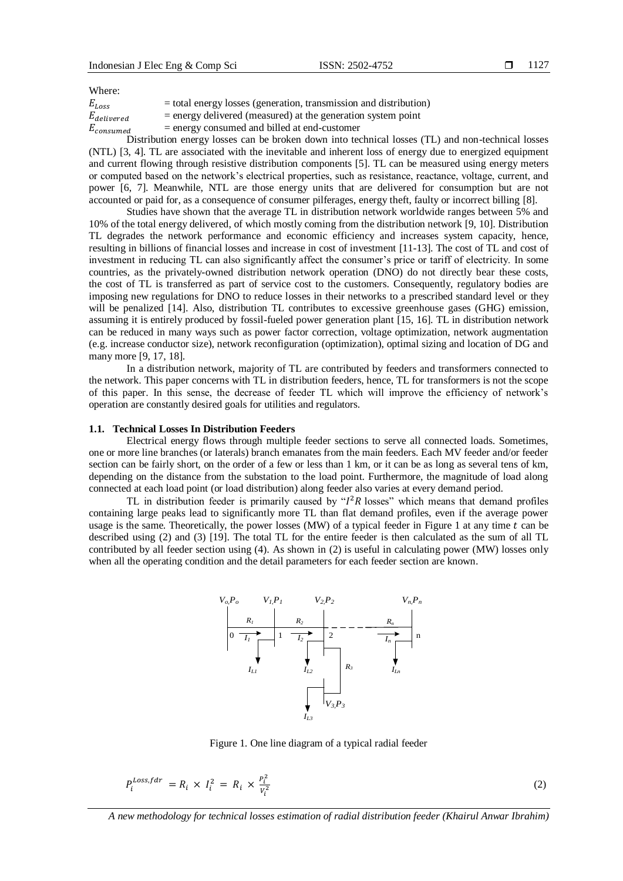Where:

$E_{Loss}$ = total energy losses (generation, transmission and distribution)
$E_{delivered}$ = energy delivered (measured) at the generation system point
$E_{consumed}$ = energy consumed and billed at end-customer

Distribution energy losses can be broken down into technical losses (TL) and non-technical losses (NTL) [3, 4]. TL are associated with the inevitable and inherent loss of energy due to energized equipment and current flowing through resistive distribution components [5]. TL can be measured using energy meters or computed based on the network's electrical properties, such as resistance, reactance, voltage, current, and power [6, 7]. Meanwhile, NTL are those energy units that are delivered for consumption but are not accounted or paid for, as a consequence of consumer pilferages, energy theft, faulty or incorrect billing [8].

Studies have shown that the average TL in distribution network worldwide ranges between 5% and 10% of the total energy delivered, of which mostly coming from the distribution network [9, 10]. Distribution TL degrades the network performance and economic efficiency and increases system capacity, hence, resulting in billions of financial losses and increase in cost of investment [11-13]. The cost of TL and cost of investment in reducing TL can also significantly affect the consumer's price or tariff of electricity. In some countries, as the privately-owned distribution network operation (DNO) do not directly bear these costs, the cost of TL is transferred as part of service cost to the customers. Consequently, regulatory bodies are imposing new regulations for DNO to reduce losses in their networks to a prescribed standard level or they will be penalized [14]. Also, distribution TL contributes to excessive greenhouse gases (GHG) emission, assuming it is entirely produced by fossil-fueled power generation plant [15, 16]. TL in distribution network can be reduced in many ways such as power factor correction, voltage optimization, network augmentation (e.g. increase conductor size), network reconfiguration (optimization), optimal sizing and location of DG and many more [9, 17, 18].

In a distribution network, majority of TL are contributed by feeders and transformers connected to the network. This paper concerns with TL in distribution feeders, hence, TL for transformers is not the scope of this paper. In this sense, the decrease of feeder TL which will improve the efficiency of network's operation are constantly desired goals for utilities and regulators.

### 1.1. Technical Losses In Distribution Feeders

Electrical energy flows through multiple feeder sections to serve all connected loads. Sometimes, one or more line branches (or laterals) branch emanates from the main feeders. Each MV feeder and/or feeder section can be fairly short, on the order of a few or less than 1 km, or it can be as long as several tens of km, depending on the distance from the substation to the load point. Furthermore, the magnitude of load along connected at each load point (or load distribution) along feeder also varies at every demand period.

TL in distribution feeder is primarily caused by "$I^2R$ losses" which means that demand profiles containing large peaks lead to significantly more TL than flat demand profiles, even if the average power usage is the same. Theoretically, the power losses (MW) of a typical feeder in Figure 1 at any time $t$ can be described using (2) and (3) [19]. The total TL for the entire feeder is then calculated as the sum of all TL contributed by all feeder section using (4). As shown in (2) is useful in calculating power (MW) losses only when all the operating condition and the detail parameters for each feeder section are known.

Figure 1. One line diagram of a typical radial feeder

$$P_i^{Loss,fdr} = R_i \times I_i^2 = R_i \times \frac{P_i^2}{V_i^2} \tag{2}$$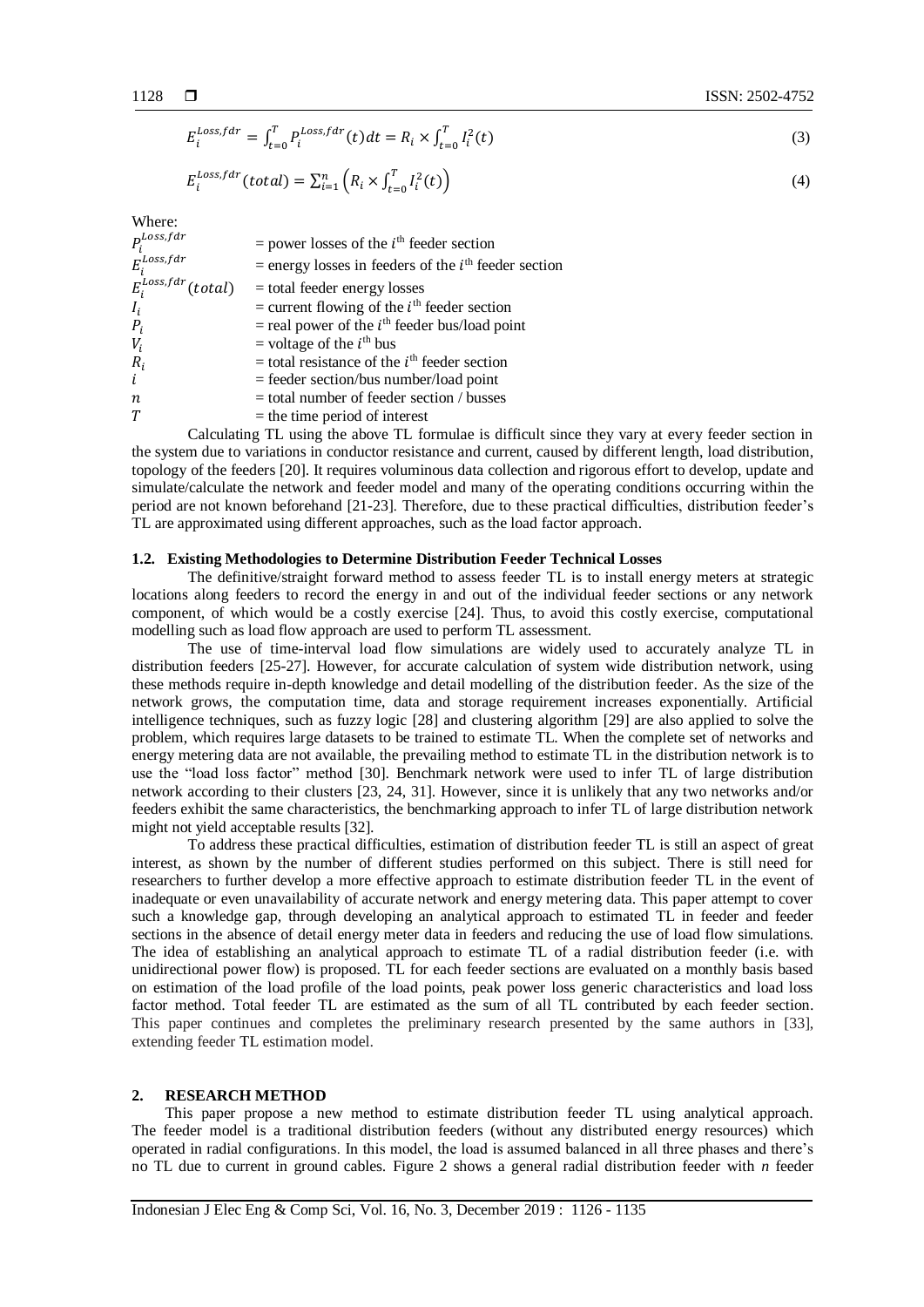$$E_i^{Loss,fdr} = \int_{t=0}^{T} P_i^{Loss,fdr}(t)dt = R_i \times \int_{t=0}^{T} I_i^2(t) \quad (3)$$

$$E_i^{Loss,fdr}(total) = \sum_{i=1}^{n} \left( R_i \times \int_{t=0}^{T} I_i^2(t) \right) \quad (4)$$

Where:

| | |
|---|---|
| $P_i^{Loss,fdr}$ | = power losses of the $i^{\text{th}}$ feeder section |
| $E_i^{Loss,fdr}$ | = energy losses in feeders of the $i^{\text{th}}$ feeder section |
| $E_i^{Loss,fdr}(total)$ | = total feeder energy losses |
| $I_i$ | = current flowing of the $i^{\text{th}}$ feeder section |
| $P_i$ | = real power of the $i^{\text{th}}$ feeder bus/load point |
| $V_i$ | = voltage of the $i^{\text{th}}$ bus |
| $R_i$ | = total resistance of the $i^{\text{th}}$ feeder section |
| $i$ | = feeder section/bus number/load point |
| $n$ | = total number of feeder section / busses |
| $T$ | = the time period of interest |

Calculating TL using the above TL formulae is difficult since they vary at every feeder section in the system due to variations in conductor resistance and current, caused by different length, load distribution, topology of the feeders [20]. It requires voluminous data collection and rigorous effort to develop, update and simulate/calculate the network and feeder model and many of the operating conditions occurring within the period are not known beforehand [21-23]. Therefore, due to these practical difficulties, distribution feeder's TL are approximated using different approaches, such as the load factor approach.

### 1.2. Existing Methodologies to Determine Distribution Feeder Technical Losses

The definitive/straight forward method to assess feeder TL is to install energy meters at strategic locations along feeders to record the energy in and out of the individual feeder sections or any network component, of which would be a costly exercise [24]. Thus, to avoid this costly exercise, computational modelling such as load flow approach are used to perform TL assessment.

The use of time-interval load flow simulations are widely used to accurately analyze TL in distribution feeders [25-27]. However, for accurate calculation of system wide distribution network, using these methods require in-depth knowledge and detail modelling of the distribution feeder. As the size of the network grows, the computation time, data and storage requirement increases exponentially. Artificial intelligence techniques, such as fuzzy logic [28] and clustering algorithm [29] are also applied to solve the problem, which requires large datasets to be trained to estimate TL. When the complete set of networks and energy metering data are not available, the prevailing method to estimate TL in the distribution network is to use the "load loss factor" method [30]. Benchmark network were used to infer TL of large distribution network according to their clusters [23, 24, 31]. However, since it is unlikely that any two networks and/or feeders exhibit the same characteristics, the benchmarking approach to infer TL of large distribution network might not yield acceptable results [32].

To address these practical difficulties, estimation of distribution feeder TL is still an aspect of great interest, as shown by the number of different studies performed on this subject. There is still need for researchers to further develop a more effective approach to estimate distribution feeder TL in the event of inadequate or even unavailability of accurate network and energy metering data. This paper attempt to cover such a knowledge gap, through developing an analytical approach to estimated TL in feeder and feeder sections in the absence of detail energy meter data in feeders and reducing the use of load flow simulations. The idea of establishing an analytical approach to estimate TL of a radial distribution feeder (i.e. with unidirectional power flow) is proposed. TL for each feeder sections are evaluated on a monthly basis based on estimation of the load profile of the load points, peak power loss generic characteristics and load loss factor method. Total feeder TL are estimated as the sum of all TL contributed by each feeder section. This paper continues and completes the preliminary research presented by the same authors in [33], extending feeder TL estimation model.

## 2. RESEARCH METHOD

This paper propose a new method to estimate distribution feeder TL using analytical approach. The feeder model is a traditional distribution feeders (without any distributed energy resources) which operated in radial configurations. In this model, the load is assumed balanced in all three phases and there's no TL due to current in ground cables. Figure 2 shows a general radial distribution feeder with $n$ feeder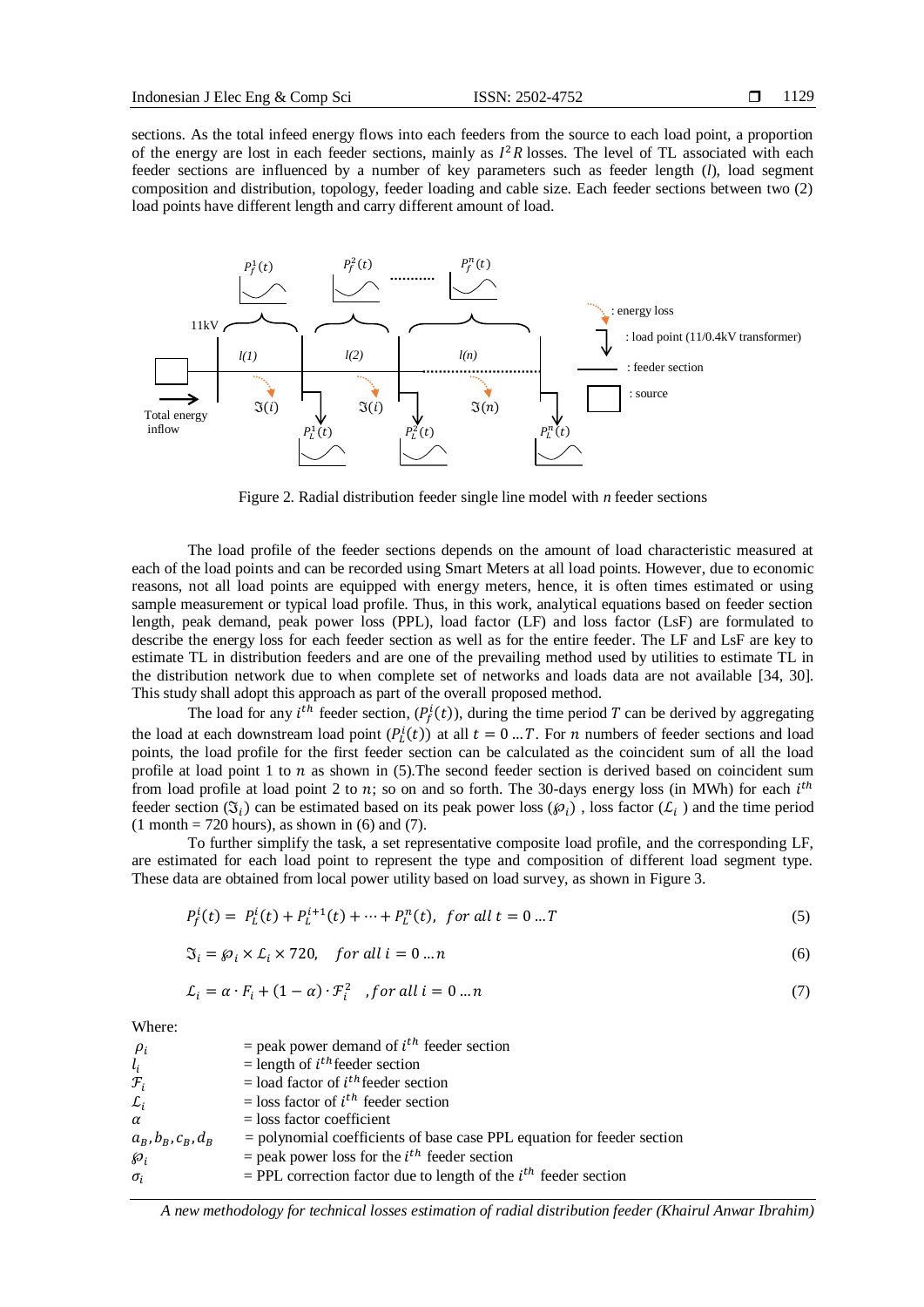sections. As the total infeed energy flows into each feeders from the source to each load point, a proportion of the energy are lost in each feeder sections, mainly as $I^2R$ losses. The level of TL associated with each feeder sections are influenced by a number of key parameters such as feeder length ($l$), load segment composition and distribution, topology, feeder loading and cable size. Each feeder sections between two (2) load points have different length and carry different amount of load.

Figure 2. Radial distribution feeder single line model with *n* feeder sections

The load profile of the feeder sections depends on the amount of load characteristic measured at each of the load points and can be recorded using Smart Meters at all load points. However, due to economic reasons, not all load points are equipped with energy meters, hence, it is often times estimated or using sample measurement or typical load profile. Thus, in this work, analytical equations based on feeder section length, peak demand, peak power loss (PPL), load factor (LF) and loss factor (LsF) are formulated to describe the energy loss for each feeder section as well as for the entire feeder. The LF and LsF are key to estimate TL in distribution feeders and are one of the prevailing method used by utilities to estimate TL in the distribution network due to when complete set of networks and loads data are not available [34, 30]. This study shall adopt this approach as part of the overall proposed method.

The load for any $i^{th}$ feeder section, ($P_f^i(t)$), during the time period $T$ can be derived by aggregating the load at each downstream load point ($P_L^i(t)$) at all $t = 0 \ldots T$. For $n$ numbers of feeder sections and load points, the load profile for the first feeder section can be calculated as the coincident sum of all the load profile at load point 1 to $n$ as shown in (5).The second feeder section is derived based on coincident sum from load profile at load point 2 to $n$; so on and so forth. The 30-days energy loss (in MWh) for each $i^{th}$ feeder section ($\Im_i$) can be estimated based on its peak power loss ($\wp_i$) , loss factor ($\mathcal{L}_i$ ) and the time period (1 month = 720 hours), as shown in (6) and (7).

To further simplify the task, a set representative composite load profile, and the corresponding LF, are estimated for each load point to represent the type and composition of different load segment type. These data are obtained from local power utility based on load survey, as shown in Figure 3.

$$P_f^i(t) = P_L^i(t) + P_L^{i+1}(t) + \cdots + P_L^n(t), \;\; for\ all\ t = 0 \ldots T \tag{5}$$

$$\Im_i = \wp_i \times \mathcal{L}_i \times 720, \quad for\ all\ i = 0 \ldots n \tag{6}$$

$$\mathcal{L}_i = \alpha \cdot F_i + (1-\alpha) \cdot \mathcal{F}_i^2 \quad , for\ all\ i = 0 \ldots n \tag{7}$$

Where:

| | |
|---|---|
| $\rho_i$ | = peak power demand of $i^{th}$ feeder section |
| $l_i$ | = length of $i^{th}$ feeder section |
| $\mathcal{F}_i$ | = load factor of $i^{th}$ feeder section |
| $\mathcal{L}_i$ | = loss factor of $i^{th}$ feeder section |
| $\alpha$ | = loss factor coefficient |
| $a_B, b_B, c_B, d_B$ | = polynomial coefficients of base case PPL equation for feeder section |
| $\wp_i$ | = peak power loss for the $i^{th}$ feeder section |
| $\sigma_i$ | = PPL correction factor due to length of the $i^{th}$ feeder section |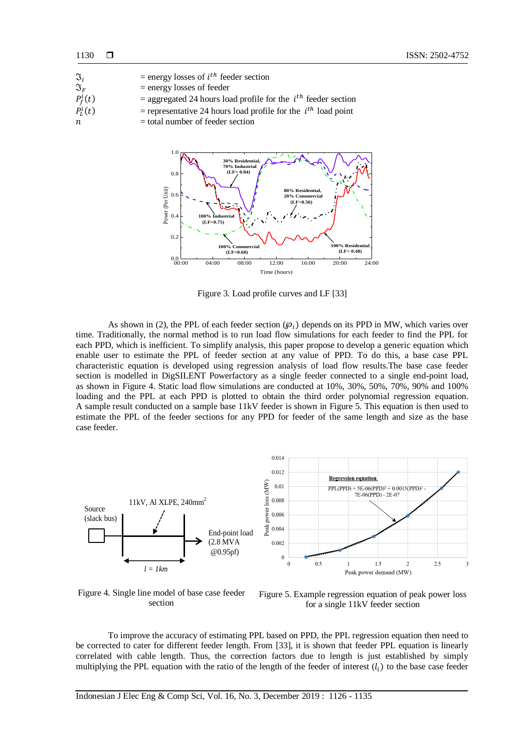$\Im_i$ = energy losses of $i^{th}$ feeder section
$\Im_F$ = energy losses of feeder
$P_f^i(t)$ = aggregated 24 hours load profile for the $i^{th}$ feeder section
$P_L^i(t)$ = representative 24 hours load profile for the $i^{th}$ load point
$n$ = total number of feeder section

Figure 3. Load profile curves and LF [33]

As shown in (2), the PPL of each feeder section ($\wp_i$) depends on its PPD in MW, which varies over time. Traditionally, the normal method is to run load flow simulations for each feeder to find the PPL for each PPD, which is inefficient. To simplify analysis, this paper propose to develop a generic equation which enable user to estimate the PPL of feeder section at any value of PPD. To do this, a base case PPL characteristic equation is developed using regression analysis of load flow results.The base case feeder section is modelled in DigSILENT Powerfactory as a single feeder connected to a single end-point load, as shown in Figure 4. Static load flow simulations are conducted at 10%, 30%, 50%, 70%, 90% and 100% loading and the PPL at each PPD is plotted to obtain the third order polynomial regression equation. A sample result conducted on a sample base 11kV feeder is shown in Figure 5. This equation is then used to estimate the PPL of the feeder sections for any PPD for feeder of the same length and size as the base case feeder.

Figure 4. Single line model of base case feeder section

Figure 5. Example regression equation of peak power loss for a single 11kV feeder section

To improve the accuracy of estimating PPL based on PPD, the PPL regression equation then need to be corrected to cater for different feeder length. From [33], it is shown that feeder PPL equation is linearly correlated with cable length. Thus, the correction factors due to length is just established by simply multiplying the PPL equation with the ratio of the length of the feeder of interest ($l_i$) to the base case feeder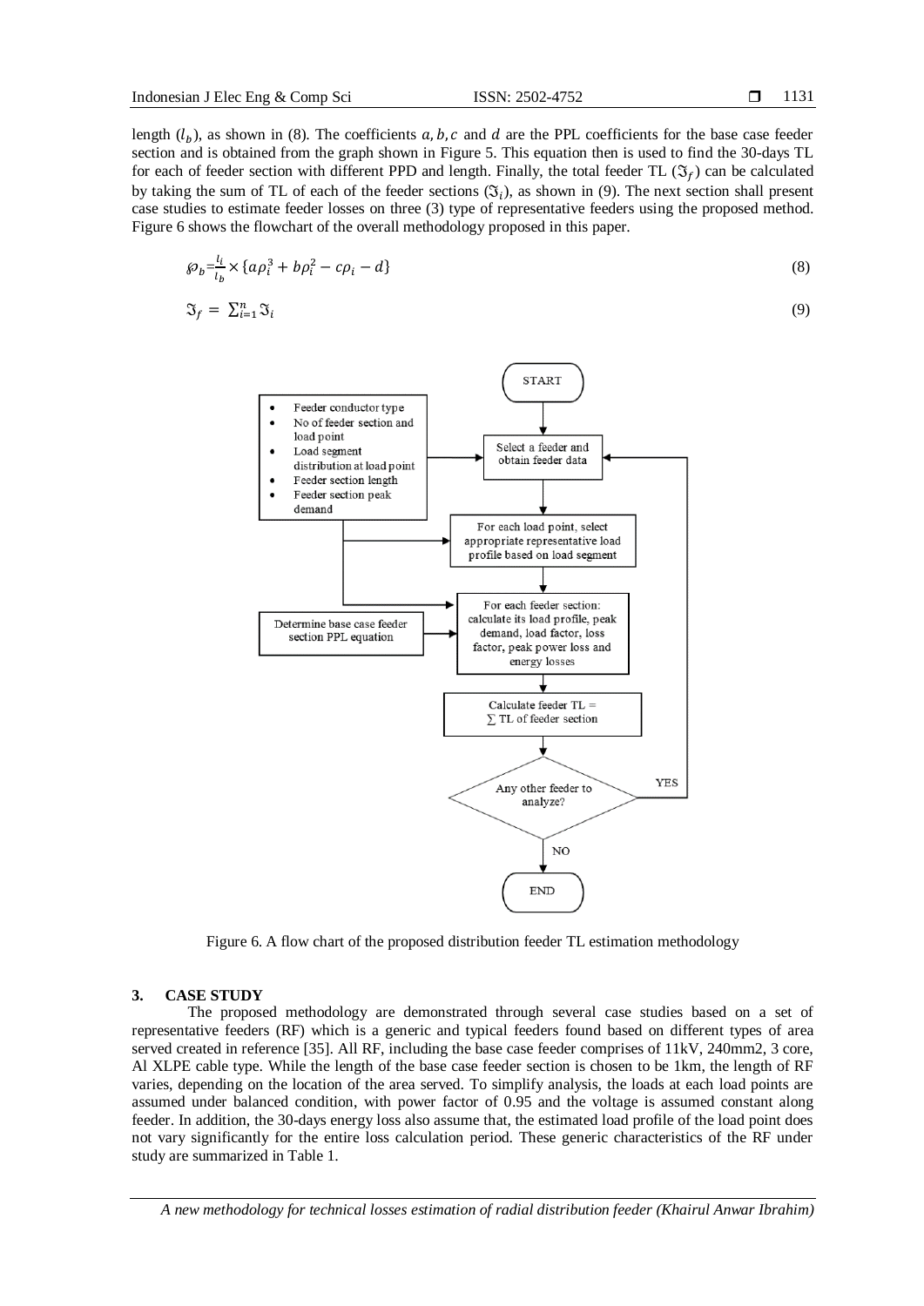length ($l_b$), as shown in (8). The coefficients $a, b, c$ and $d$ are the PPL coefficients for the base case feeder section and is obtained from the graph shown in Figure 5. This equation then is used to find the 30-days TL for each of feeder section with different PPD and length. Finally, the total feeder TL ($\Im_f$) can be calculated by taking the sum of TL of each of the feeder sections ($\Im_i$), as shown in (9). The next section shall present case studies to estimate feeder losses on three (3) type of representative feeders using the proposed method. Figure 6 shows the flowchart of the overall methodology proposed in this paper.

$$\wp_b = \frac{l_i}{l_b} \times \{a\rho_i^3 + b\rho_i^2 - c\rho_i - d\} \tag{8}$$

$$\Im_f = \sum_{i=1}^{n} \Im_i \tag{9}$$

Figure 6. A flow chart of the proposed distribution feeder TL estimation methodology

## 3. CASE STUDY

The proposed methodology are demonstrated through several case studies based on a set of representative feeders (RF) which is a generic and typical feeders found based on different types of area served created in reference [35]. All RF, including the base case feeder comprises of 11kV, 240mm2, 3 core, Al XLPE cable type. While the length of the base case feeder section is chosen to be 1km, the length of RF varies, depending on the location of the area served. To simplify analysis, the loads at each load points are assumed under balanced condition, with power factor of 0.95 and the voltage is assumed constant along feeder. In addition, the 30-days energy loss also assume that, the estimated load profile of the load point does not vary significantly for the entire loss calculation period. These generic characteristics of the RF under study are summarized in Table 1.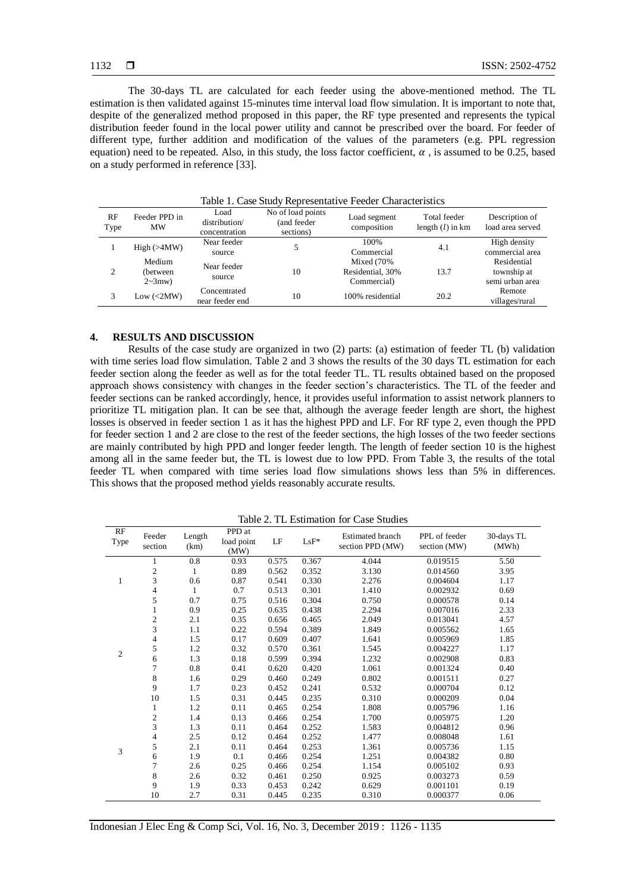The 30-days TL are calculated for each feeder using the above-mentioned method. The TL estimation is then validated against 15-minutes time interval load flow simulation. It is important to note that, despite of the generalized method proposed in this paper, the RF type presented and represents the typical distribution feeder found in the local power utility and cannot be prescribed over the board. For feeder of different type, further addition and modification of the values of the parameters (e.g. PPL regression equation) need to be repeated. Also, in this study, the loss factor coefficient, $\alpha$ , is assumed to be 0.25, based on a study performed in reference [33].

Table 1. Case Study Representative Feeder Characteristics

| RF Type | Feeder PPD in MW | Load distribution/ concentration | No of load points (and feeder sections) | Load segment composition | Total feeder length ($l$) in km | Description of load area served |
|---|---|---|---|---|---|---|
| 1 | High (>4MW) | Near feeder source | 5 | 100% Commercial | 4.1 | High density commercial area |
| 2 | Medium (between 2~3mw) | Near feeder source | 10 | Mixed (70% Residential, 30% Commercial) | 13.7 | Residential township at semi urban area |
| 3 | Low (<2MW) | Concentrated near feeder end | 10 | 100% residential | 20.2 | Remote villages/rural |

## 4. RESULTS AND DISCUSSION

Results of the case study are organized in two (2) parts: (a) estimation of feeder TL (b) validation with time series load flow simulation. Table 2 and 3 shows the results of the 30 days TL estimation for each feeder section along the feeder as well as for the total feeder TL. TL results obtained based on the proposed approach shows consistency with changes in the feeder section's characteristics. The TL of the feeder and feeder sections can be ranked accordingly, hence, it provides useful information to assist network planners to prioritize TL mitigation plan. It can be see that, although the average feeder length are short, the highest losses is observed in feeder section 1 as it has the highest PPD and LF. For RF type 2, even though the PPD for feeder section 1 and 2 are close to the rest of the feeder sections, the high losses of the two feeder sections are mainly contributed by high PPD and longer feeder length. The length of feeder section 10 is the highest among all in the same feeder but, the TL is lowest due to low PPD. From Table 3, the results of the total feeder TL when compared with time series load flow simulations shows less than 5% in differences. This shows that the proposed method yields reasonably accurate results.

Table 2. TL Estimation for Case Studies

| RF Type | Feeder section | Length (km) | PPD at load point (MW) | LF | LsF* | Estimated branch section PPD (MW) | PPL of feeder section (MW) | 30-days TL (MWh) |
|---|---|---|---|---|---|---|---|---|
| 1 | 1 | 0.8 | 0.93 | 0.575 | 0.367 | 4.044 | 0.019515 | 5.50 |
| | 2 | 1 | 0.89 | 0.562 | 0.352 | 3.130 | 0.014560 | 3.95 |
| | 3 | 0.6 | 0.87 | 0.541 | 0.330 | 2.276 | 0.004604 | 1.17 |
| | 4 | 1 | 0.7 | 0.513 | 0.301 | 1.410 | 0.002932 | 0.69 |
| | 5 | 0.7 | 0.75 | 0.516 | 0.304 | 0.750 | 0.000578 | 0.14 |
| 2 | 1 | 0.9 | 0.25 | 0.635 | 0.438 | 2.294 | 0.007016 | 2.33 |
| | 2 | 2.1 | 0.35 | 0.656 | 0.465 | 2.049 | 0.013041 | 4.57 |
| | 3 | 1.1 | 0.22 | 0.594 | 0.389 | 1.849 | 0.005562 | 1.65 |
| | 4 | 1.5 | 0.17 | 0.609 | 0.407 | 1.641 | 0.005969 | 1.85 |
| | 5 | 1.2 | 0.32 | 0.570 | 0.361 | 1.545 | 0.004227 | 1.17 |
| | 6 | 1.3 | 0.18 | 0.599 | 0.394 | 1.232 | 0.002908 | 0.83 |
| | 7 | 0.8 | 0.41 | 0.620 | 0.420 | 1.061 | 0.001324 | 0.40 |
| | 8 | 1.6 | 0.29 | 0.460 | 0.249 | 0.802 | 0.001511 | 0.27 |
| | 9 | 1.7 | 0.23 | 0.452 | 0.241 | 0.532 | 0.000704 | 0.12 |
| | 10 | 1.5 | 0.31 | 0.445 | 0.235 | 0.310 | 0.000209 | 0.04 |
| 3 | 1 | 1.2 | 0.11 | 0.465 | 0.254 | 1.808 | 0.005796 | 1.16 |
| | 2 | 1.4 | 0.13 | 0.466 | 0.254 | 1.700 | 0.005975 | 1.20 |
| | 3 | 1.3 | 0.11 | 0.464 | 0.252 | 1.583 | 0.004812 | 0.96 |
| | 4 | 2.5 | 0.12 | 0.464 | 0.252 | 1.477 | 0.008048 | 1.61 |
| | 5 | 2.1 | 0.11 | 0.464 | 0.253 | 1.361 | 0.005736 | 1.15 |
| | 6 | 1.9 | 0.1 | 0.466 | 0.254 | 1.251 | 0.004382 | 0.80 |
| | 7 | 2.6 | 0.25 | 0.466 | 0.254 | 1.154 | 0.005102 | 0.93 |
| | 8 | 2.6 | 0.32 | 0.461 | 0.250 | 0.925 | 0.003273 | 0.59 |
| | 9 | 1.9 | 0.33 | 0.453 | 0.242 | 0.629 | 0.001101 | 0.19 |
| | 10 | 2.7 | 0.31 | 0.445 | 0.235 | 0.310 | 0.000377 | 0.06 |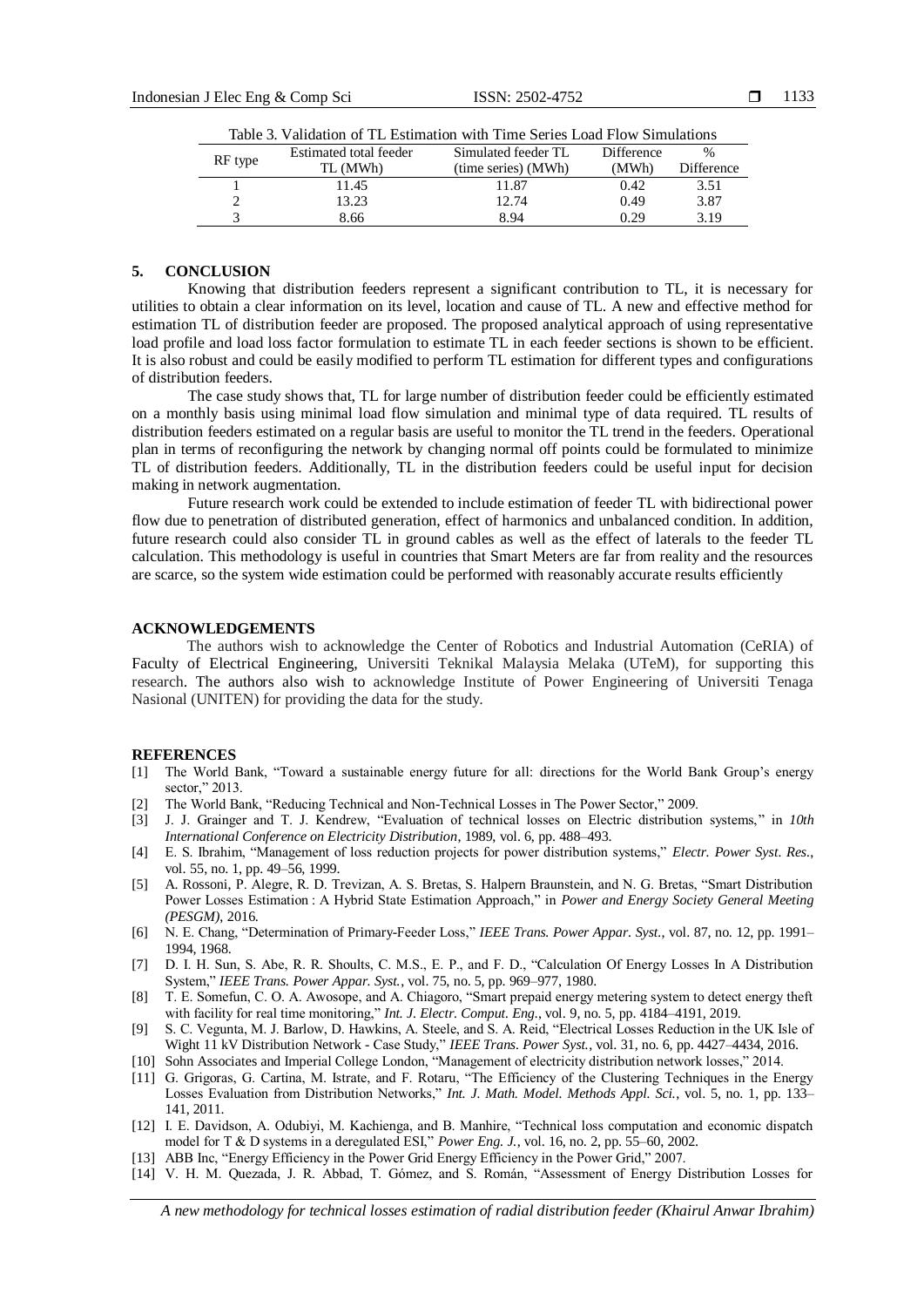Table 3. Validation of TL Estimation with Time Series Load Flow Simulations

| RF type | Estimated total feeder TL (MWh) | Simulated feeder TL (time series) (MWh) | Difference (MWh) | % Difference |
|---|---|---|---|---|
| 1 | 11.45 | 11.87 | 0.42 | 3.51 |
| 2 | 13.23 | 12.74 | 0.49 | 3.87 |
| 3 | 8.66 | 8.94 | 0.29 | 3.19 |

## 5. CONCLUSION

Knowing that distribution feeders represent a significant contribution to TL, it is necessary for utilities to obtain a clear information on its level, location and cause of TL. A new and effective method for estimation TL of distribution feeder are proposed. The proposed analytical approach of using representative load profile and load loss factor formulation to estimate TL in each feeder sections is shown to be efficient. It is also robust and could be easily modified to perform TL estimation for different types and configurations of distribution feeders.

The case study shows that, TL for large number of distribution feeder could be efficiently estimated on a monthly basis using minimal load flow simulation and minimal type of data required. TL results of distribution feeders estimated on a regular basis are useful to monitor the TL trend in the feeders. Operational plan in terms of reconfiguring the network by changing normal off points could be formulated to minimize TL of distribution feeders. Additionally, TL in the distribution feeders could be useful input for decision making in network augmentation.

Future research work could be extended to include estimation of feeder TL with bidirectional power flow due to penetration of distributed generation, effect of harmonics and unbalanced condition. In addition, future research could also consider TL in ground cables as well as the effect of laterals to the feeder TL calculation. This methodology is useful in countries that Smart Meters are far from reality and the resources are scarce, so the system wide estimation could be performed with reasonably accurate results efficiently

## ACKNOWLEDGEMENTS

The authors wish to acknowledge the Center of Robotics and Industrial Automation (CeRIA) of Faculty of Electrical Engineering, Universiti Teknikal Malaysia Melaka (UTeM), for supporting this research. The authors also wish to acknowledge Institute of Power Engineering of Universiti Tenaga Nasional (UNITEN) for providing the data for the study.

## REFERENCES

[1] The World Bank, "Toward a sustainable energy future for all: directions for the World Bank Group's energy sector," 2013.

[2] The World Bank, "Reducing Technical and Non-Technical Losses in The Power Sector," 2009.

[3] J. J. Grainger and T. J. Kendrew, "Evaluation of technical losses on Electric distribution systems," in *10th International Conference on Electricity Distribution*, 1989, vol. 6, pp. 488–493.

[4] E. S. Ibrahim, "Management of loss reduction projects for power distribution systems," *Electr. Power Syst. Res.*, vol. 55, no. 1, pp. 49–56, 1999.

[5] A. Rossoni, P. Alegre, R. D. Trevizan, A. S. Bretas, S. Halpern Braunstein, and N. G. Bretas, "Smart Distribution Power Losses Estimation : A Hybrid State Estimation Approach," in *Power and Energy Society General Meeting (PESGM)*, 2016.

[6] N. E. Chang, "Determination of Primary-Feeder Loss," *IEEE Trans. Power Appar. Syst.*, vol. 87, no. 12, pp. 1991–1994, 1968.

[7] D. I. H. Sun, S. Abe, R. R. Shoults, C. M.S., E. P., and F. D., "Calculation Of Energy Losses In A Distribution System," *IEEE Trans. Power Appar. Syst.*, vol. 75, no. 5, pp. 969–977, 1980.

[8] T. E. Somefun, C. O. A. Awosope, and A. Chiagoro, "Smart prepaid energy metering system to detect energy theft with facility for real time monitoring," *Int. J. Electr. Comput. Eng.*, vol. 9, no. 5, pp. 4184–4191, 2019.

[9] S. C. Vegunta, M. J. Barlow, D. Hawkins, A. Steele, and S. A. Reid, "Electrical Losses Reduction in the UK Isle of Wight 11 kV Distribution Network - Case Study," *IEEE Trans. Power Syst.*, vol. 31, no. 6, pp. 4427–4434, 2016.

[10] Sohn Associates and Imperial College London, "Management of electricity distribution network losses," 2014.

[11] G. Grigoras, G. Cartina, M. Istrate, and F. Rotaru, "The Efficiency of the Clustering Techniques in the Energy Losses Evaluation from Distribution Networks," *Int. J. Math. Model. Methods Appl. Sci.*, vol. 5, no. 1, pp. 133–141, 2011.

[12] I. E. Davidson, A. Odubiyi, M. Kachienga, and B. Manhire, "Technical loss computation and economic dispatch model for T & D systems in a deregulated ESI," *Power Eng. J.*, vol. 16, no. 2, pp. 55–60, 2002.

[13] ABB Inc, "Energy Efficiency in the Power Grid Energy Efficiency in the Power Grid," 2007.

[14] V. H. M. Quezada, J. R. Abbad, T. Gómez, and S. Román, "Assessment of Energy Distribution Losses for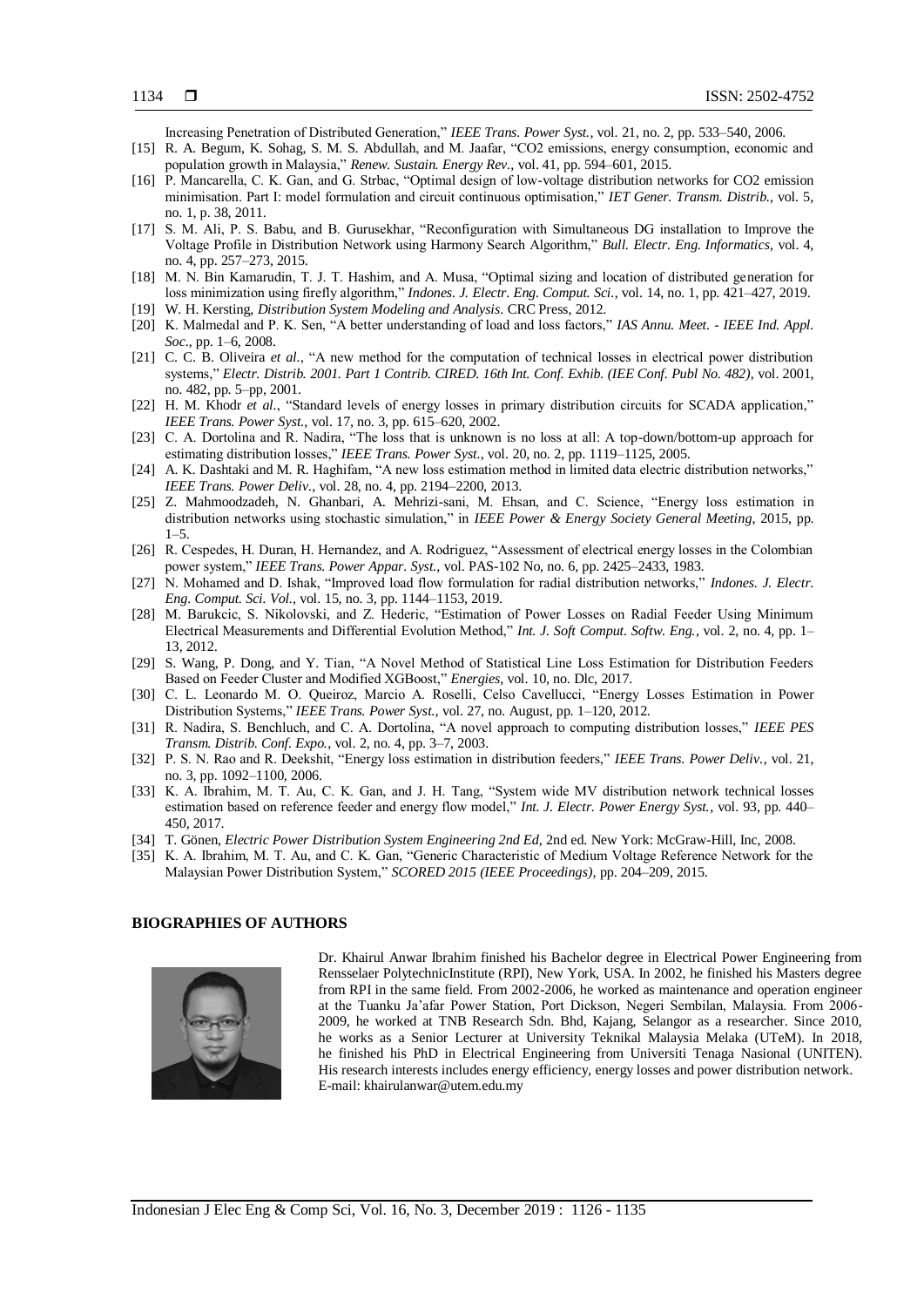Increasing Penetration of Distributed Generation," *IEEE Trans. Power Syst.*, vol. 21, no. 2, pp. 533–540, 2006.

[15] R. A. Begum, K. Sohag, S. M. S. Abdullah, and M. Jaafar, "CO2 emissions, energy consumption, economic and population growth in Malaysia," *Renew. Sustain. Energy Rev.*, vol. 41, pp. 594–601, 2015.

[16] P. Mancarella, C. K. Gan, and G. Strbac, "Optimal design of low-voltage distribution networks for CO2 emission minimisation. Part I: model formulation and circuit continuous optimisation," *IET Gener. Transm. Distrib.*, vol. 5, no. 1, p. 38, 2011.

[17] S. M. Ali, P. S. Babu, and B. Gurusekhar, "Reconfiguration with Simultaneous DG installation to Improve the Voltage Profile in Distribution Network using Harmony Search Algorithm," *Bull. Electr. Eng. Informatics*, vol. 4, no. 4, pp. 257–273, 2015.

[18] M. N. Bin Kamarudin, T. J. T. Hashim, and A. Musa, "Optimal sizing and location of distributed generation for loss minimization using firefly algorithm," *Indones. J. Electr. Eng. Comput. Sci.*, vol. 14, no. 1, pp. 421–427, 2019.

[19] W. H. Kersting, *Distribution System Modeling and Analysis*. CRC Press, 2012.

[20] K. Malmedal and P. K. Sen, "A better understanding of load and loss factors," *IAS Annu. Meet. - IEEE Ind. Appl. Soc.*, pp. 1–6, 2008.

[21] C. C. B. Oliveira *et al.*, "A new method for the computation of technical losses in electrical power distribution systems," *Electr. Distrib. 2001. Part 1 Contrib. CIRED. 16th Int. Conf. Exhib. (IEE Conf. Publ No. 482)*, vol. 2001, no. 482, pp. 5–pp, 2001.

[22] H. M. Khodr *et al.*, "Standard levels of energy losses in primary distribution circuits for SCADA application," *IEEE Trans. Power Syst.*, vol. 17, no. 3, pp. 615–620, 2002.

[23] C. A. Dortolina and R. Nadira, "The loss that is unknown is no loss at all: A top-down/bottom-up approach for estimating distribution losses," *IEEE Trans. Power Syst.*, vol. 20, no. 2, pp. 1119–1125, 2005.

[24] A. K. Dashtaki and M. R. Haghifam, "A new loss estimation method in limited data electric distribution networks," *IEEE Trans. Power Deliv.*, vol. 28, no. 4, pp. 2194–2200, 2013.

[25] Z. Mahmoodzadeh, N. Ghanbari, A. Mehrizi-sani, M. Ehsan, and C. Science, "Energy loss estimation in distribution networks using stochastic simulation," in *IEEE Power & Energy Society General Meeting*, 2015, pp. 1–5.

[26] R. Cespedes, H. Duran, H. Hernandez, and A. Rodriguez, "Assessment of electrical energy losses in the Colombian power system," *IEEE Trans. Power Appar. Syst.*, vol. PAS-102 No, no. 6, pp. 2425–2433, 1983.

[27] N. Mohamed and D. Ishak, "Improved load flow formulation for radial distribution networks," *Indones. J. Electr. Eng. Comput. Sci. Vol.*, vol. 15, no. 3, pp. 1144–1153, 2019.

[28] M. Barukcic, S. Nikolovski, and Z. Hederic, "Estimation of Power Losses on Radial Feeder Using Minimum Electrical Measurements and Differential Evolution Method," *Int. J. Soft Comput. Softw. Eng.*, vol. 2, no. 4, pp. 1–13, 2012.

[29] S. Wang, P. Dong, and Y. Tian, "A Novel Method of Statistical Line Loss Estimation for Distribution Feeders Based on Feeder Cluster and Modified XGBoost," *Energies*, vol. 10, no. Dlc, 2017.

[30] C. L. Leonardo M. O. Queiroz, Marcio A. Roselli, Celso Cavellucci, "Energy Losses Estimation in Power Distribution Systems," *IEEE Trans. Power Syst.*, vol. 27, no. August, pp. 1–120, 2012.

[31] R. Nadira, S. Benchluch, and C. A. Dortolina, "A novel approach to computing distribution losses," *IEEE PES Transm. Distrib. Conf. Expo.*, vol. 2, no. 4, pp. 3–7, 2003.

[32] P. S. N. Rao and R. Deekshit, "Energy loss estimation in distribution feeders," *IEEE Trans. Power Deliv.*, vol. 21, no. 3, pp. 1092–1100, 2006.

[33] K. A. Ibrahim, M. T. Au, C. K. Gan, and J. H. Tang, "System wide MV distribution network technical losses estimation based on reference feeder and energy flow model," *Int. J. Electr. Power Energy Syst.*, vol. 93, pp. 440–450, 2017.

[34] T. Gönen, *Electric Power Distribution System Engineering 2nd Ed*, 2nd ed. New York: McGraw-Hill, Inc, 2008.

[35] K. A. Ibrahim, M. T. Au, and C. K. Gan, "Generic Characteristic of Medium Voltage Reference Network for the Malaysian Power Distribution System," *SCORED 2015 (IEEE Proceedings)*, pp. 204–209, 2015.

## BIOGRAPHIES OF AUTHORS

Dr. Khairul Anwar Ibrahim finished his Bachelor degree in Electrical Power Engineering from Rensselaer PolytechnicInstitute (RPI), New York, USA. In 2002, he finished his Masters degree from RPI in the same field. From 2002-2006, he worked as maintenance and operation engineer at the Tuanku Ja'afar Power Station, Port Dickson, Negeri Sembilan, Malaysia. From 2006-2009, he worked at TNB Research Sdn. Bhd, Kajang, Selangor as a researcher. Since 2010, he works as a Senior Lecturer at University Teknikal Malaysia Melaka (UTeM). In 2018, he finished his PhD in Electrical Engineering from Universiti Tenaga Nasional (UNITEN). His research interests includes energy efficiency, energy losses and power distribution network.
E-mail: khairulanwar@utem.edu.my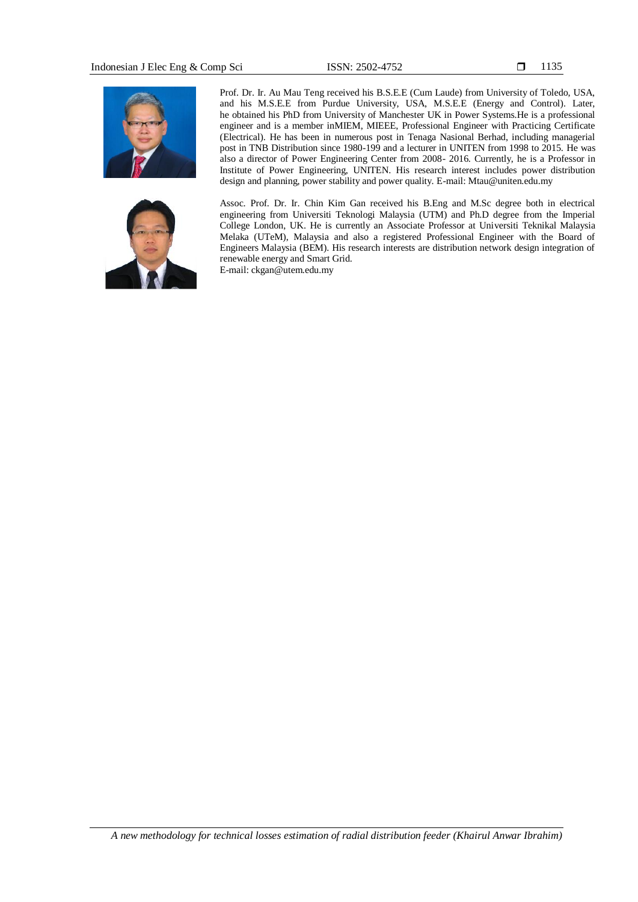Prof. Dr. Ir. Au Mau Teng received his B.S.E.E (Cum Laude) from University of Toledo, USA, and his M.S.E.E from Purdue University, USA, M.S.E.E (Energy and Control). Later, he obtained his PhD from University of Manchester UK in Power Systems.He is a professional engineer and is a member inMIEM, MIEEE, Professional Engineer with Practicing Certificate (Electrical). He has been in numerous post in Tenaga Nasional Berhad, including managerial post in TNB Distribution since 1980-199 and a lecturer in UNITEN from 1998 to 2015. He was also a director of Power Engineering Center from 2008- 2016. Currently, he is a Professor in Institute of Power Engineering, UNITEN. His research interest includes power distribution design and planning, power stability and power quality. E-mail: Mtau@uniten.edu.my

Assoc. Prof. Dr. Ir. Chin Kim Gan received his B.Eng and M.Sc degree both in electrical engineering from Universiti Teknologi Malaysia (UTM) and Ph.D degree from the Imperial College London, UK. He is currently an Associate Professor at Universiti Teknikal Malaysia Melaka (UTeM), Malaysia and also a registered Professional Engineer with the Board of Engineers Malaysia (BEM). His research interests are distribution network design integration of renewable energy and Smart Grid.
E-mail: ckgan@utem.edu.my